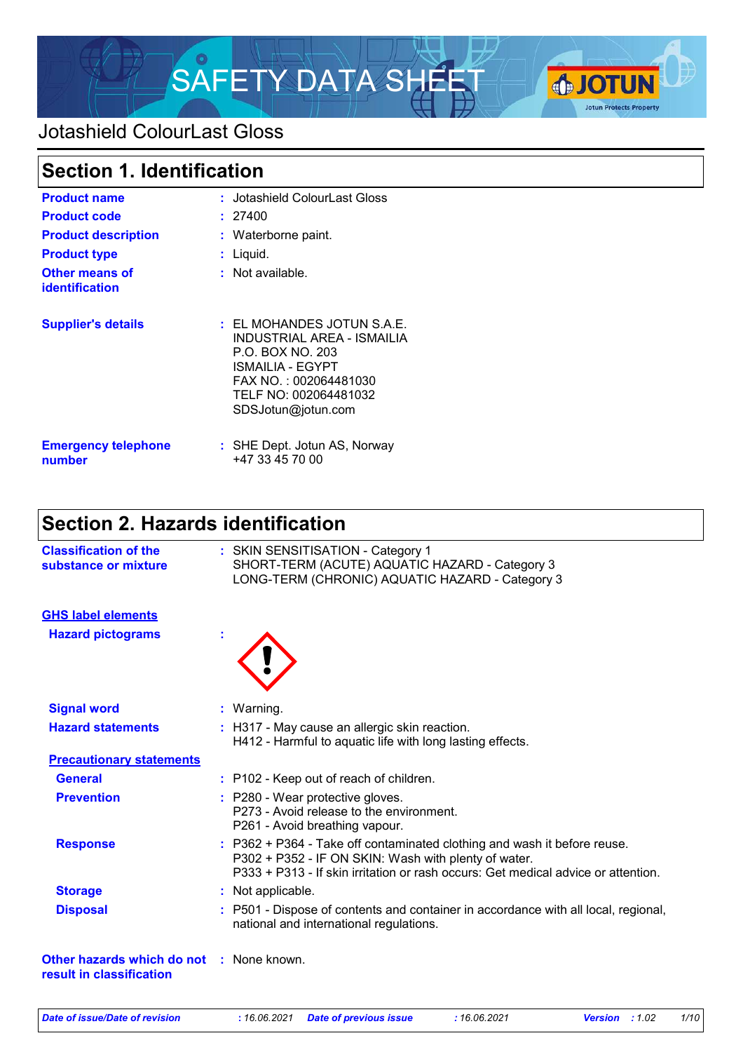# SAFETY DATA SHEET

## Jotashield ColourLast Gloss

## Section 1. Identification

| | | |
|---|---|---|
| **Product name** | : | Jotashield ColourLast Gloss |
| **Product code** | : | 27400 |
| **Product description** | : | Waterborne paint. |
| **Product type** | : | Liquid. |
| **Other means of identification** | : | Not available. |
| **Supplier's details** | : | EL MOHANDES JOTUN S.A.E.<br>INDUSTRIAL AREA - ISMAILIA<br>P.O. BOX NO. 203<br>ISMAILIA - EGYPT<br>FAX NO. : 002064481030<br>TELF NO: 002064481032<br>SDSJotun@jotun.com |
| **Emergency telephone number** | : | SHE Dept. Jotun AS, Norway<br>+47 33 45 70 00 |

## Section 2. Hazards identification

| | | |
|---|---|---|
| **Classification of the substance or mixture** | : | SKIN SENSITISATION - Category 1<br>SHORT-TERM (ACUTE) AQUATIC HAZARD - Category 3<br>LONG-TERM (CHRONIC) AQUATIC HAZARD - Category 3 |

**GHS label elements**

| | | |
|---|---|---|
| **Hazard pictograms** | : | |
| **Signal word** | : | Warning. |
| **Hazard statements** | : | H317 - May cause an allergic skin reaction.<br>H412 - Harmful to aquatic life with long lasting effects. |

**Precautionary statements**

| | | |
|---|---|---|
| **General** | : | P102 - Keep out of reach of children. |
| **Prevention** | : | P280 - Wear protective gloves.<br>P273 - Avoid release to the environment.<br>P261 - Avoid breathing vapour. |
| **Response** | : | P362 + P364 - Take off contaminated clothing and wash it before reuse.<br>P302 + P352 - IF ON SKIN: Wash with plenty of water.<br>P333 + P313 - If skin irritation or rash occurs: Get medical advice or attention. |
| **Storage** | : | Not applicable. |
| **Disposal** | : | P501 - Dispose of contents and container in accordance with all local, regional, national and international regulations. |
| **Other hazards which do not result in classification** | : | None known. |

*Date of issue/Date of revision : 16.06.2021 Date of previous issue : 16.06.2021 Version : 1.02*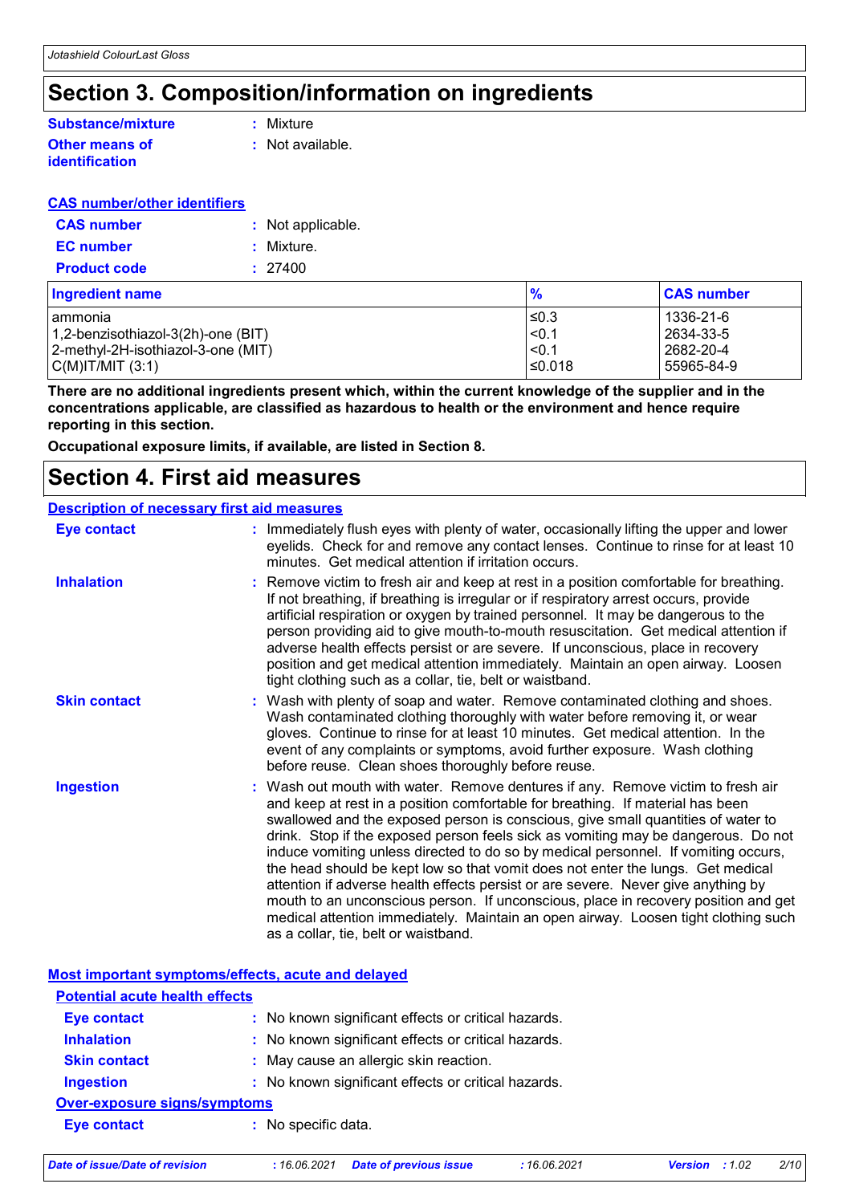# Section 3. Composition/information on ingredients

**Substance/mixture** : Mixture

**Other means of identification** : Not available.

**CAS number/other identifiers**

**CAS number** : Not applicable.

**EC number** : Mixture.

**Product code** : 27400

| Ingredient name | % | CAS number |
|---|---|---|
| ammonia | ≤0.3 | 1336-21-6 |
| 1,2-benzisothiazol-3(2h)-one (BIT) | <0.1 | 2634-33-5 |
| 2-methyl-2H-isothiazol-3-one (MIT) | <0.1 | 2682-20-4 |
| C(M)IT/MIT (3:1) | ≤0.018 | 55965-84-9 |

**There are no additional ingredients present which, within the current knowledge of the supplier and in the concentrations applicable, are classified as hazardous to health or the environment and hence require reporting in this section.**

**Occupational exposure limits, if available, are listed in Section 8.**

# Section 4. First aid measures

**Description of necessary first aid measures**

**Eye contact** : Immediately flush eyes with plenty of water, occasionally lifting the upper and lower eyelids. Check for and remove any contact lenses. Continue to rinse for at least 10 minutes. Get medical attention if irritation occurs.

**Inhalation** : Remove victim to fresh air and keep at rest in a position comfortable for breathing. If not breathing, if breathing is irregular or if respiratory arrest occurs, provide artificial respiration or oxygen by trained personnel. It may be dangerous to the person providing aid to give mouth-to-mouth resuscitation. Get medical attention if adverse health effects persist or are severe. If unconscious, place in recovery position and get medical attention immediately. Maintain an open airway. Loosen tight clothing such as a collar, tie, belt or waistband.

**Skin contact** : Wash with plenty of soap and water. Remove contaminated clothing and shoes. Wash contaminated clothing thoroughly with water before removing it, or wear gloves. Continue to rinse for at least 10 minutes. Get medical attention. In the event of any complaints or symptoms, avoid further exposure. Wash clothing before reuse. Clean shoes thoroughly before reuse.

**Ingestion** : Wash out mouth with water. Remove dentures if any. Remove victim to fresh air and keep at rest in a position comfortable for breathing. If material has been swallowed and the exposed person is conscious, give small quantities of water to drink. Stop if the exposed person feels sick as vomiting may be dangerous. Do not induce vomiting unless directed to do so by medical personnel. If vomiting occurs, the head should be kept low so that vomit does not enter the lungs. Get medical attention if adverse health effects persist or are severe. Never give anything by mouth to an unconscious person. If unconscious, place in recovery position and get medical attention immediately. Maintain an open airway. Loosen tight clothing such as a collar, tie, belt or waistband.

**Most important symptoms/effects, acute and delayed**

**Potential acute health effects**

**Eye contact** : No known significant effects or critical hazards.

**Inhalation** : No known significant effects or critical hazards.

**Skin contact** : May cause an allergic skin reaction.

**Ingestion** : No known significant effects or critical hazards.

**Over-exposure signs/symptoms**

**Eye contact** : No specific data.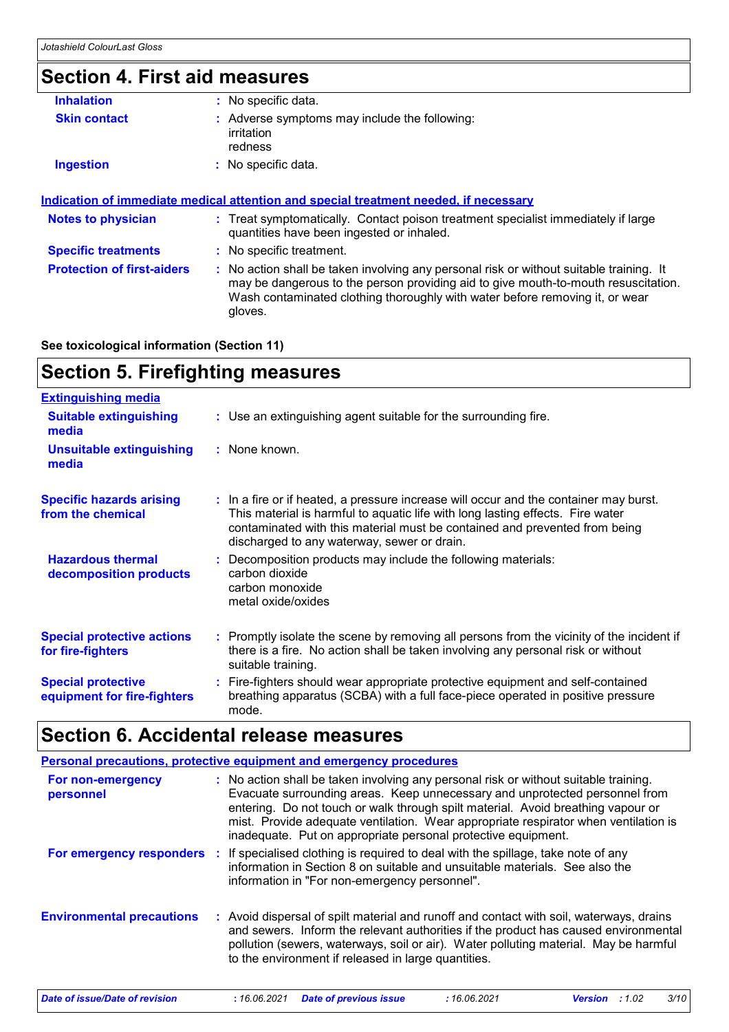## Section 4. First aid measures

**Inhalation** : No specific data.

**Skin contact** : Adverse symptoms may include the following:
irritation
redness

**Ingestion** : No specific data.

### Indication of immediate medical attention and special treatment needed, if necessary

**Notes to physician** : Treat symptomatically. Contact poison treatment specialist immediately if large quantities have been ingested or inhaled.

**Specific treatments** : No specific treatment.

**Protection of first-aiders** : No action shall be taken involving any personal risk or without suitable training. It may be dangerous to the person providing aid to give mouth-to-mouth resuscitation. Wash contaminated clothing thoroughly with water before removing it, or wear gloves.

**See toxicological information (Section 11)**

## Section 5. Firefighting measures

### Extinguishing media

**Suitable extinguishing media** : Use an extinguishing agent suitable for the surrounding fire.

**Unsuitable extinguishing media** : None known.

**Specific hazards arising from the chemical** : In a fire or if heated, a pressure increase will occur and the container may burst. This material is harmful to aquatic life with long lasting effects. Fire water contaminated with this material must be contained and prevented from being discharged to any waterway, sewer or drain.

**Hazardous thermal decomposition products** : Decomposition products may include the following materials:
carbon dioxide
carbon monoxide
metal oxide/oxides

**Special protective actions for fire-fighters** : Promptly isolate the scene by removing all persons from the vicinity of the incident if there is a fire. No action shall be taken involving any personal risk or without suitable training.

**Special protective equipment for fire-fighters** : Fire-fighters should wear appropriate protective equipment and self-contained breathing apparatus (SCBA) with a full face-piece operated in positive pressure mode.

## Section 6. Accidental release measures

### Personal precautions, protective equipment and emergency procedures

**For non-emergency personnel** : No action shall be taken involving any personal risk or without suitable training. Evacuate surrounding areas. Keep unnecessary and unprotected personnel from entering. Do not touch or walk through spilt material. Avoid breathing vapour or mist. Provide adequate ventilation. Wear appropriate respirator when ventilation is inadequate. Put on appropriate personal protective equipment.

**For emergency responders** : If specialised clothing is required to deal with the spillage, take note of any information in Section 8 on suitable and unsuitable materials. See also the information in "For non-emergency personnel".

**Environmental precautions** : Avoid dispersal of spilt material and runoff and contact with soil, waterways, drains and sewers. Inform the relevant authorities if the product has caused environmental pollution (sewers, waterways, soil or air). Water polluting material. May be harmful to the environment if released in large quantities.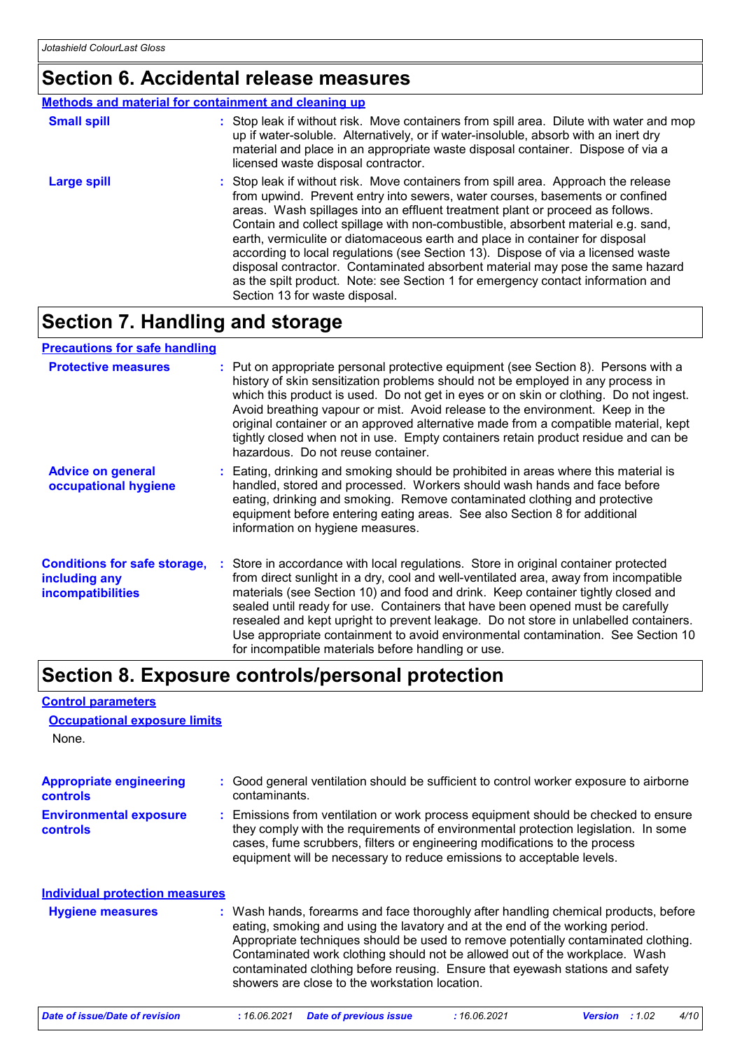## Section 6. Accidental release measures

### Methods and material for containment and cleaning up

**Small spill** : Stop leak if without risk. Move containers from spill area. Dilute with water and mop up if water-soluble. Alternatively, or if water-insoluble, absorb with an inert dry material and place in an appropriate waste disposal container. Dispose of via a licensed waste disposal contractor.

**Large spill** : Stop leak if without risk. Move containers from spill area. Approach the release from upwind. Prevent entry into sewers, water courses, basements or confined areas. Wash spillages into an effluent treatment plant or proceed as follows. Contain and collect spillage with non-combustible, absorbent material e.g. sand, earth, vermiculite or diatomaceous earth and place in container for disposal according to local regulations (see Section 13). Dispose of via a licensed waste disposal contractor. Contaminated absorbent material may pose the same hazard as the spilt product. Note: see Section 1 for emergency contact information and Section 13 for waste disposal.

## Section 7. Handling and storage

### Precautions for safe handling

**Protective measures** : Put on appropriate personal protective equipment (see Section 8). Persons with a history of skin sensitization problems should not be employed in any process in which this product is used. Do not get in eyes or on skin or clothing. Do not ingest. Avoid breathing vapour or mist. Avoid release to the environment. Keep in the original container or an approved alternative made from a compatible material, kept tightly closed when not in use. Empty containers retain product residue and can be hazardous. Do not reuse container.

**Advice on general occupational hygiene** : Eating, drinking and smoking should be prohibited in areas where this material is handled, stored and processed. Workers should wash hands and face before eating, drinking and smoking. Remove contaminated clothing and protective equipment before entering eating areas. See also Section 8 for additional information on hygiene measures.

**Conditions for safe storage, including any incompatibilities** : Store in accordance with local regulations. Store in original container protected from direct sunlight in a dry, cool and well-ventilated area, away from incompatible materials (see Section 10) and food and drink. Keep container tightly closed and sealed until ready for use. Containers that have been opened must be carefully resealed and kept upright to prevent leakage. Do not store in unlabelled containers. Use appropriate containment to avoid environmental contamination. See Section 10 for incompatible materials before handling or use.

## Section 8. Exposure controls/personal protection

### Control parameters

#### Occupational exposure limits

None.

**Appropriate engineering controls** : Good general ventilation should be sufficient to control worker exposure to airborne contaminants.

**Environmental exposure controls** : Emissions from ventilation or work process equipment should be checked to ensure they comply with the requirements of environmental protection legislation. In some cases, fume scrubbers, filters or engineering modifications to the process equipment will be necessary to reduce emissions to acceptable levels.

### Individual protection measures

**Hygiene measures** : Wash hands, forearms and face thoroughly after handling chemical products, before eating, smoking and using the lavatory and at the end of the working period. Appropriate techniques should be used to remove potentially contaminated clothing. Contaminated work clothing should not be allowed out of the workplace. Wash contaminated clothing before reusing. Ensure that eyewash stations and safety showers are close to the workstation location.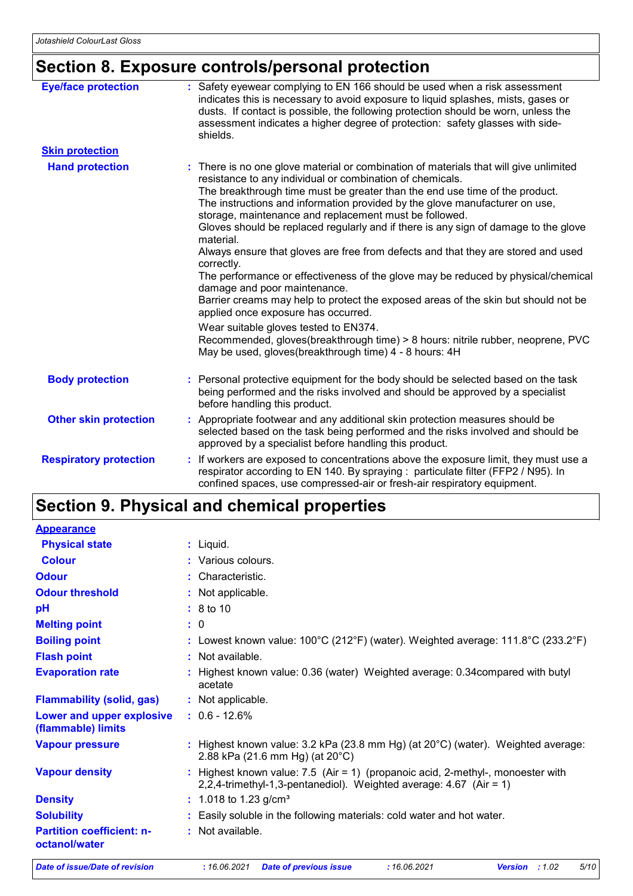## Section 8. Exposure controls/personal protection

**Eye/face protection** : Safety eyewear complying to EN 166 should be used when a risk assessment indicates this is necessary to avoid exposure to liquid splashes, mists, gases or dusts. If contact is possible, the following protection should be worn, unless the assessment indicates a higher degree of protection: safety glasses with side-shields.

**Skin protection**

**Hand protection** : There is no one glove material or combination of materials that will give unlimited resistance to any individual or combination of chemicals.
The breakthrough time must be greater than the end use time of the product.
The instructions and information provided by the glove manufacturer on use, storage, maintenance and replacement must be followed.
Gloves should be replaced regularly and if there is any sign of damage to the glove material.
Always ensure that gloves are free from defects and that they are stored and used correctly.
The performance or effectiveness of the glove may be reduced by physical/chemical damage and poor maintenance.
Barrier creams may help to protect the exposed areas of the skin but should not be applied once exposure has occurred.

Wear suitable gloves tested to EN374.
Recommended, gloves(breakthrough time) > 8 hours: nitrile rubber, neoprene, PVC
May be used, gloves(breakthrough time) 4 - 8 hours: 4H

**Body protection** : Personal protective equipment for the body should be selected based on the task being performed and the risks involved and should be approved by a specialist before handling this product.

**Other skin protection** : Appropriate footwear and any additional skin protection measures should be selected based on the task being performed and the risks involved and should be approved by a specialist before handling this product.

**Respiratory protection** : If workers are exposed to concentrations above the exposure limit, they must use a respirator according to EN 140. By spraying : particulate filter (FFP2 / N95). In confined spaces, use compressed-air or fresh-air respiratory equipment.

## Section 9. Physical and chemical properties

**Appearance**

| | |
|---|---|
| **Physical state** | : Liquid. |
| **Colour** | : Various colours. |
| **Odour** | : Characteristic. |
| **Odour threshold** | : Not applicable. |
| **pH** | : 8 to 10 |
| **Melting point** | : 0 |
| **Boiling point** | : Lowest known value: 100°C (212°F) (water). Weighted average: 111.8°C (233.2°F) |
| **Flash point** | : Not available. |
| **Evaporation rate** | : Highest known value: 0.36 (water) Weighted average: 0.34compared with butyl acetate |
| **Flammability (solid, gas)** | : Not applicable. |
| **Lower and upper explosive (flammable) limits** | : 0.6 - 12.6% |
| **Vapour pressure** | : Highest known value: 3.2 kPa (23.8 mm Hg) (at 20°C) (water). Weighted average: 2.88 kPa (21.6 mm Hg) (at 20°C) |
| **Vapour density** | : Highest known value: 7.5 (Air = 1) (propanoic acid, 2-methyl-, monoester with 2,2,4-trimethyl-1,3-pentanediol). Weighted average: 4.67 (Air = 1) |
| **Density** | : 1.018 to 1.23 g/cm³ |
| **Solubility** | : Easily soluble in the following materials: cold water and hot water. |
| **Partition coefficient: n-octanol/water** | : Not available. |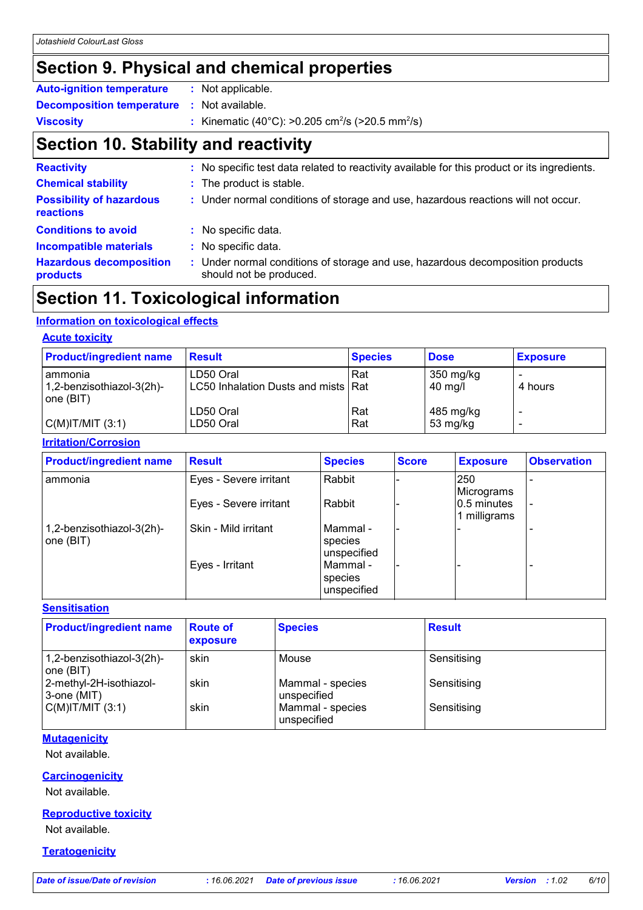## Section 9. Physical and chemical properties

**Auto-ignition temperature** : Not applicable.

**Decomposition temperature** : Not available.

**Viscosity** : Kinematic (40°C): >0.205 $cm^2/s$ (>20.5 $mm^2/s$)

## Section 10. Stability and reactivity

**Reactivity** : No specific test data related to reactivity available for this product or its ingredients.

**Chemical stability** : The product is stable.

**Possibility of hazardous reactions** : Under normal conditions of storage and use, hazardous reactions will not occur.

**Conditions to avoid** : No specific data.

**Incompatible materials** : No specific data.

**Hazardous decomposition products** : Under normal conditions of storage and use, hazardous decomposition products should not be produced.

## Section 11. Toxicological information

### Information on toxicological effects

#### Acute toxicity

| Product/ingredient name | Result | Species | Dose | Exposure |
|---|---|---|---|---|
| ammonia | LD50 Oral | Rat | 350 mg/kg | - |
| 1,2-benzisothiazol-3(2h)-one (BIT) | LC50 Inhalation Dusts and mists | Rat | 40 mg/l | 4 hours |
| | LD50 Oral | Rat | 485 mg/kg | - |
| C(M)IT/MIT (3:1) | LD50 Oral | Rat | 53 mg/kg | - |

#### Irritation/Corrosion

| Product/ingredient name | Result | Species | Score | Exposure | Observation |
|---|---|---|---|---|---|
| ammonia | Eyes - Severe irritant | Rabbit | - | 250 Micrograms | - |
| | Eyes - Severe irritant | Rabbit | - | 0.5 minutes 1 milligrams | - |
| 1,2-benzisothiazol-3(2h)-one (BIT) | Skin - Mild irritant | Mammal - species unspecified | - | - | - |
| | Eyes - Irritant | Mammal - species unspecified | - | - | - |

#### Sensitisation

| Product/ingredient name | Route of exposure | Species | Result |
|---|---|---|---|
| 1,2-benzisothiazol-3(2h)-one (BIT) | skin | Mouse | Sensitising |
| 2-methyl-2H-isothiazol-3-one (MIT) | skin | Mammal - species unspecified | Sensitising |
| C(M)IT/MIT (3:1) | skin | Mammal - species unspecified | Sensitising |

#### Mutagenicity

Not available.

#### Carcinogenicity

Not available.

#### Reproductive toxicity

Not available.

#### Teratogenicity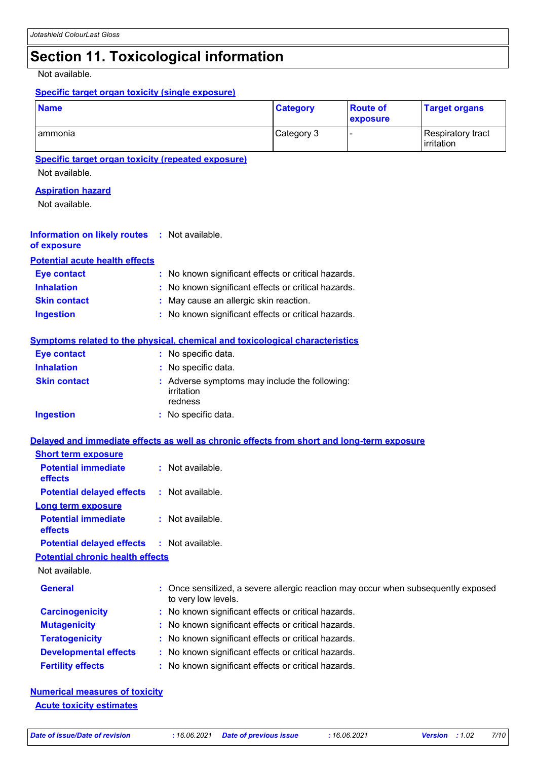# Section 11. Toxicological information

Not available.

**Specific target organ toxicity (single exposure)**

| Name | Category | Route of exposure | Target organs |
|---|---|---|---|
| ammonia | Category 3 | - | Respiratory tract irritation |

**Specific target organ toxicity (repeated exposure)**

Not available.

**Aspiration hazard**

Not available.

**Information on likely routes of exposure** : Not available.

**Potential acute health effects**

**Eye contact** : No known significant effects or critical hazards.

**Inhalation** : No known significant effects or critical hazards.

**Skin contact** : May cause an allergic skin reaction.

**Ingestion** : No known significant effects or critical hazards.

**Symptoms related to the physical, chemical and toxicological characteristics**

**Eye contact** : No specific data.

**Inhalation** : No specific data.

**Skin contact** : Adverse symptoms may include the following:
irritation
redness

**Ingestion** : No specific data.

**Delayed and immediate effects as well as chronic effects from short and long-term exposure**

**Short term exposure**

**Potential immediate effects** : Not available.

**Potential delayed effects** : Not available.

**Long term exposure**

**Potential immediate effects** : Not available.

**Potential delayed effects** : Not available.

**Potential chronic health effects**

Not available.

**General** : Once sensitized, a severe allergic reaction may occur when subsequently exposed to very low levels.

**Carcinogenicity** : No known significant effects or critical hazards.

**Mutagenicity** : No known significant effects or critical hazards.

**Teratogenicity** : No known significant effects or critical hazards.

**Developmental effects** : No known significant effects or critical hazards.

**Fertility effects** : No known significant effects or critical hazards.

**Numerical measures of toxicity**

**Acute toxicity estimates**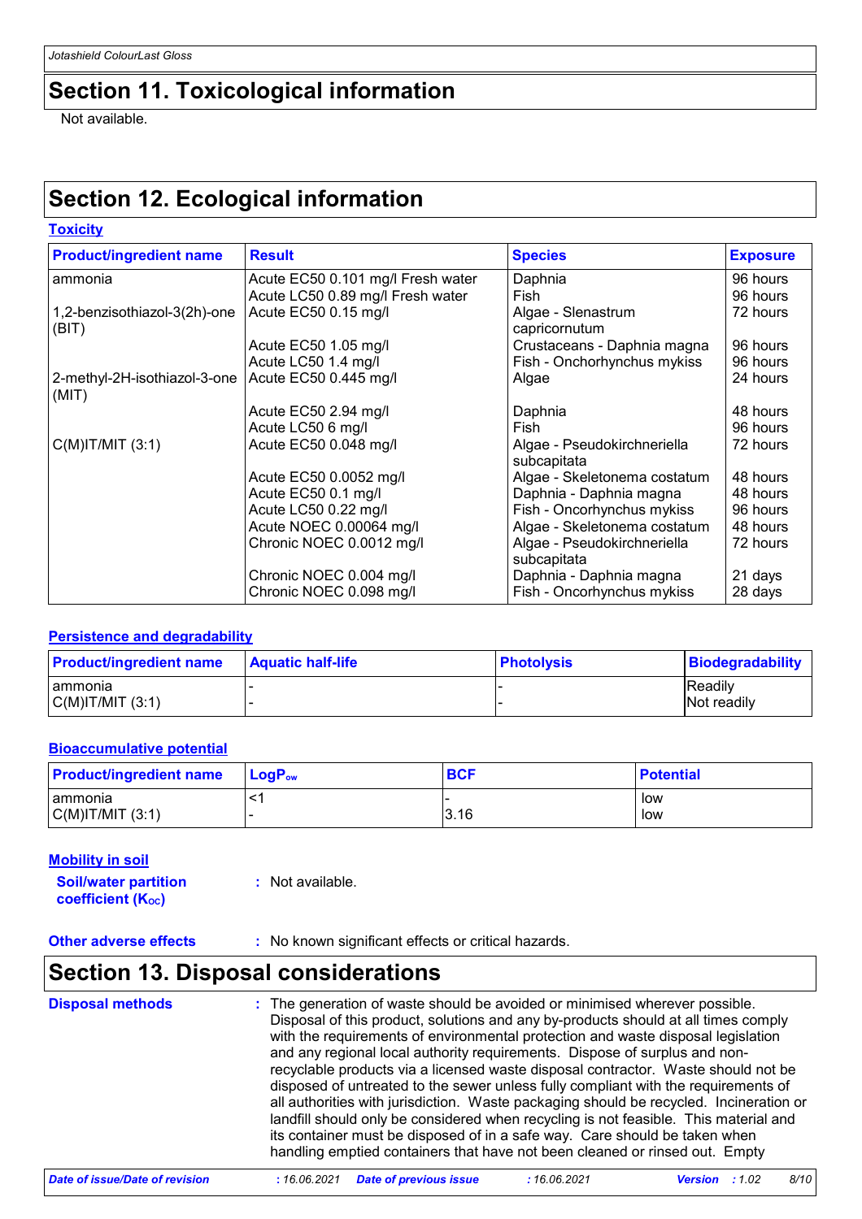## Section 11. Toxicological information

Not available.

## Section 12. Ecological information

### Toxicity

| Product/ingredient name | Result | Species | Exposure |
|---|---|---|---|
| ammonia | Acute EC50 0.101 mg/l Fresh water | Daphnia | 96 hours |
| | Acute LC50 0.89 mg/l Fresh water | Fish | 96 hours |
| 1,2-benzisothiazol-3(2h)-one (BIT) | Acute EC50 0.15 mg/l | Algae - Slenastrum capricornutum | 72 hours |
| | Acute EC50 1.05 mg/l | Crustaceans - Daphnia magna | 96 hours |
| | Acute LC50 1.4 mg/l | Fish - Onchorhynchus mykiss | 96 hours |
| 2-methyl-2H-isothiazol-3-one (MIT) | Acute EC50 0.445 mg/l | Algae | 24 hours |
| | Acute EC50 2.94 mg/l | Daphnia | 48 hours |
| | Acute LC50 6 mg/l | Fish | 96 hours |
| C(M)IT/MIT (3:1) | Acute EC50 0.048 mg/l | Algae - Pseudokirchneriella subcapitata | 72 hours |
| | Acute EC50 0.0052 mg/l | Algae - Skeletonema costatum | 48 hours |
| | Acute EC50 0.1 mg/l | Daphnia - Daphnia magna | 48 hours |
| | Acute LC50 0.22 mg/l | Fish - Oncorhynchus mykiss | 96 hours |
| | Acute NOEC 0.00064 mg/l | Algae - Skeletonema costatum | 48 hours |
| | Chronic NOEC 0.0012 mg/l | Algae - Pseudokirchneriella subcapitata | 72 hours |
| | Chronic NOEC 0.004 mg/l | Daphnia - Daphnia magna | 21 days |
| | Chronic NOEC 0.098 mg/l | Fish - Oncorhynchus mykiss | 28 days |

### Persistence and degradability

| Product/ingredient name | Aquatic half-life | Photolysis | Biodegradability |
|---|---|---|---|
| ammonia | - | - | Readily |
| C(M)IT/MIT (3:1) | - | - | Not readily |

### Bioaccumulative potential

| Product/ingredient name | $LogP_{ow}$ | BCF | Potential |
|---|---|---|---|
| ammonia | <1 | - | low |
| C(M)IT/MIT (3:1) | - | 3.16 | low |

### Mobility in soil

**Soil/water partition coefficient ($K_{OC}$)** : Not available.

**Other adverse effects** : No known significant effects or critical hazards.

## Section 13. Disposal considerations

**Disposal methods** : The generation of waste should be avoided or minimised wherever possible. Disposal of this product, solutions and any by-products should at all times comply with the requirements of environmental protection and waste disposal legislation and any regional local authority requirements. Dispose of surplus and non-recyclable products via a licensed waste disposal contractor. Waste should not be disposed of untreated to the sewer unless fully compliant with the requirements of all authorities with jurisdiction. Waste packaging should be recycled. Incineration or landfill should only be considered when recycling is not feasible. This material and its container must be disposed of in a safe way. Care should be taken when handling emptied containers that have not been cleaned or rinsed out. Empty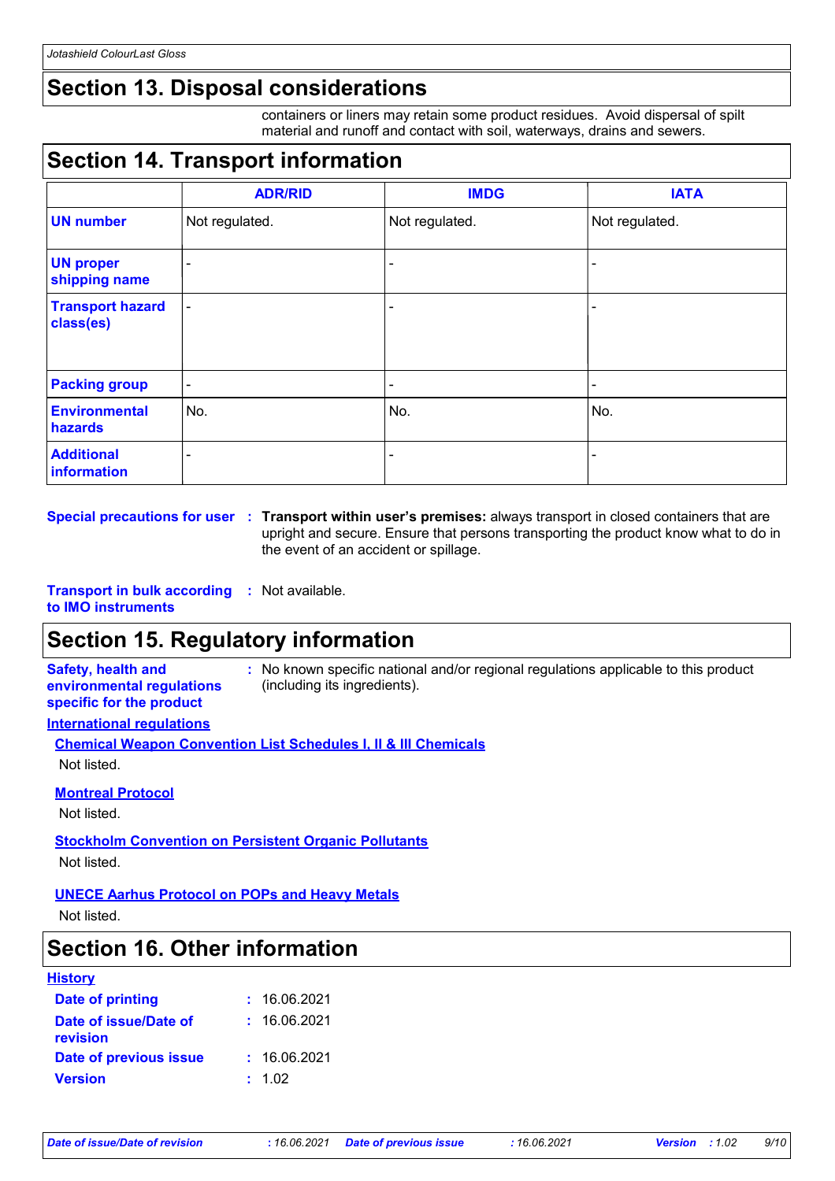## Section 13. Disposal considerations

containers or liners may retain some product residues. Avoid dispersal of spilt material and runoff and contact with soil, waterways, drains and sewers.

## Section 14. Transport information

| | ADR/RID | IMDG | IATA |
|---|---|---|---|
| **UN number** | Not regulated. | Not regulated. | Not regulated. |
| **UN proper shipping name** | - | - | - |
| **Transport hazard class(es)** | - | - | - |
| **Packing group** | - | - | - |
| **Environmental hazards** | No. | No. | No. |
| **Additional information** | - | - | - |

**Special precautions for user** : **Transport within user's premises:** always transport in closed containers that are upright and secure. Ensure that persons transporting the product know what to do in the event of an accident or spillage.

**Transport in bulk according to IMO instruments** : Not available.

## Section 15. Regulatory information

**Safety, health and environmental regulations specific for the product** : No known specific national and/or regional regulations applicable to this product (including its ingredients).

**International regulations**

**Chemical Weapon Convention List Schedules I, II & III Chemicals**

Not listed.

**Montreal Protocol**

Not listed.

**Stockholm Convention on Persistent Organic Pollutants**

Not listed.

**UNECE Aarhus Protocol on POPs and Heavy Metals**

Not listed.

## Section 16. Other information

**History**

**Date of printing** : 16.06.2021

**Date of issue/Date of revision** : 16.06.2021

**Date of previous issue** : 16.06.2021

**Version** : 1.02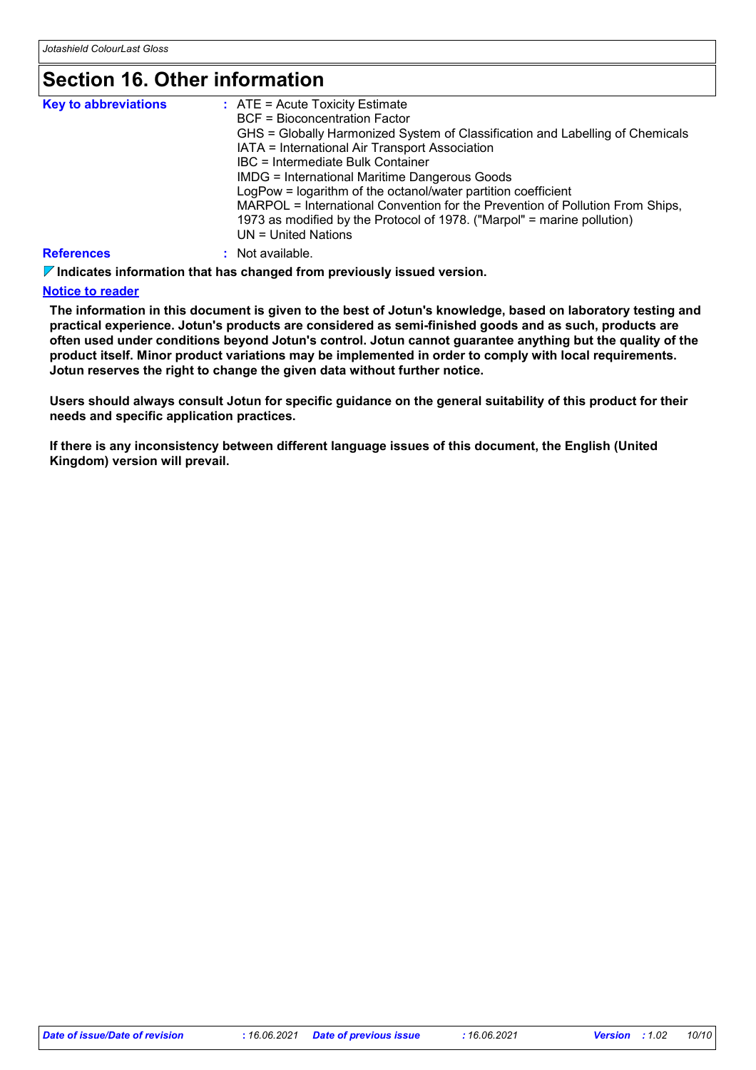## Section 16. Other information

**Key to abbreviations** : ATE = Acute Toxicity Estimate
BCF = Bioconcentration Factor
GHS = Globally Harmonized System of Classification and Labelling of Chemicals
IATA = International Air Transport Association
IBC = Intermediate Bulk Container
IMDG = International Maritime Dangerous Goods
LogPow = logarithm of the octanol/water partition coefficient
MARPOL = International Convention for the Prevention of Pollution From Ships, 1973 as modified by the Protocol of 1978. ("Marpol" = marine pollution)
UN = United Nations

**References** : Not available.

**Indicates information that has changed from previously issued version.**

**Notice to reader**

**The information in this document is given to the best of Jotun's knowledge, based on laboratory testing and practical experience. Jotun's products are considered as semi-finished goods and as such, products are often used under conditions beyond Jotun's control. Jotun cannot guarantee anything but the quality of the product itself. Minor product variations may be implemented in order to comply with local requirements. Jotun reserves the right to change the given data without further notice.**

**Users should always consult Jotun for specific guidance on the general suitability of this product for their needs and specific application practices.**

**If there is any inconsistency between different language issues of this document, the English (United Kingdom) version will prevail.**